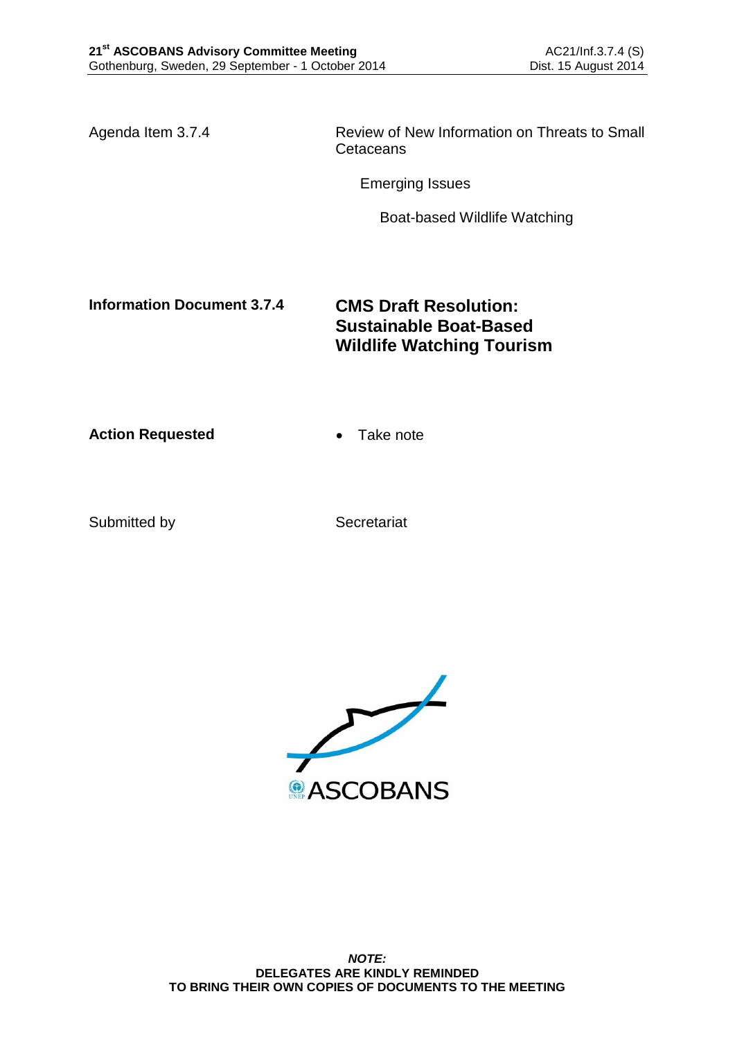**21st ASCOBANS Advisory Committee Meeting**
Gothenburg, Sweden, 29 September - 1 October 2014

AC21/Inf.3.7.4 (S)
Dist. 15 August 2014

| | |
|---|---|
| Agenda Item 3.7.4 | Review of New Information on Threats to Small Cetaceans |
| | Emerging Issues |
| | Boat-based Wildlife Watching |
| **Information Document 3.7.4** | **CMS Draft Resolution: Sustainable Boat-Based Wildlife Watching Tourism** |
| **Action Requested** | • Take note |
| Submitted by | Secretariat |

ASCOBANS

***NOTE:***
**DELEGATES ARE KINDLY REMINDED TO BRING THEIR OWN COPIES OF DOCUMENTS TO THE MEETING**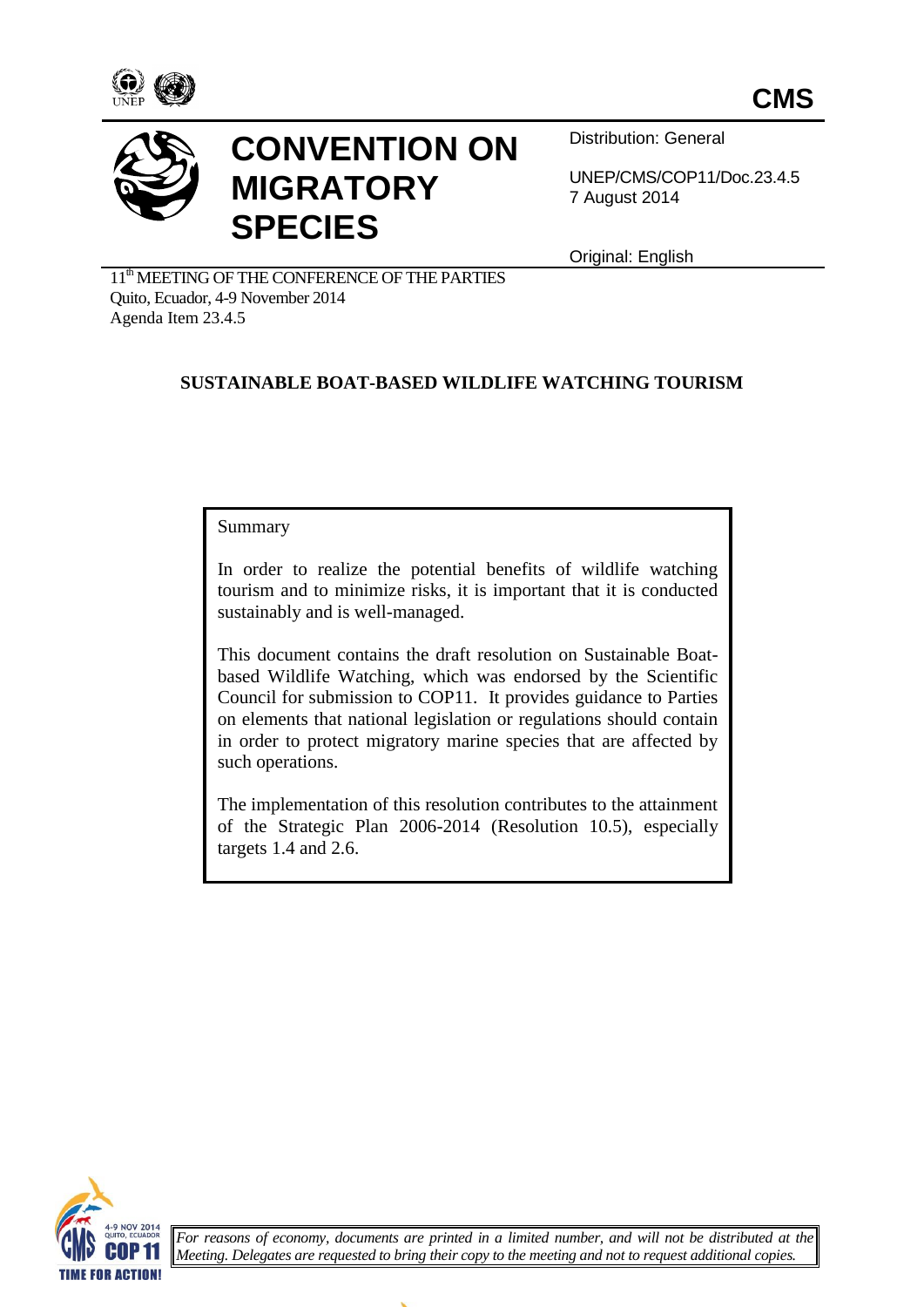**CMS**

# CONVENTION ON MIGRATORY SPECIES

Distribution: General

UNEP/CMS/COP11/Doc.23.4.5
7 August 2014

Original: English

11th MEETING OF THE CONFERENCE OF THE PARTIES
Quito, Ecuador, 4-9 November 2014
Agenda Item 23.4.5

## SUSTAINABLE BOAT-BASED WILDLIFE WATCHING TOURISM

Summary

In order to realize the potential benefits of wildlife watching tourism and to minimize risks, it is important that it is conducted sustainably and is well-managed.

This document contains the draft resolution on Sustainable Boat-based Wildlife Watching, which was endorsed by the Scientific Council for submission to COP11. It provides guidance to Parties on elements that national legislation or regulations should contain in order to protect migratory marine species that are affected by such operations.

The implementation of this resolution contributes to the attainment of the Strategic Plan 2006-2014 (Resolution 10.5), especially targets 1.4 and 2.6.

*For reasons of economy, documents are printed in a limited number, and will not be distributed at the Meeting. Delegates are requested to bring their copy to the meeting and not to request additional copies.*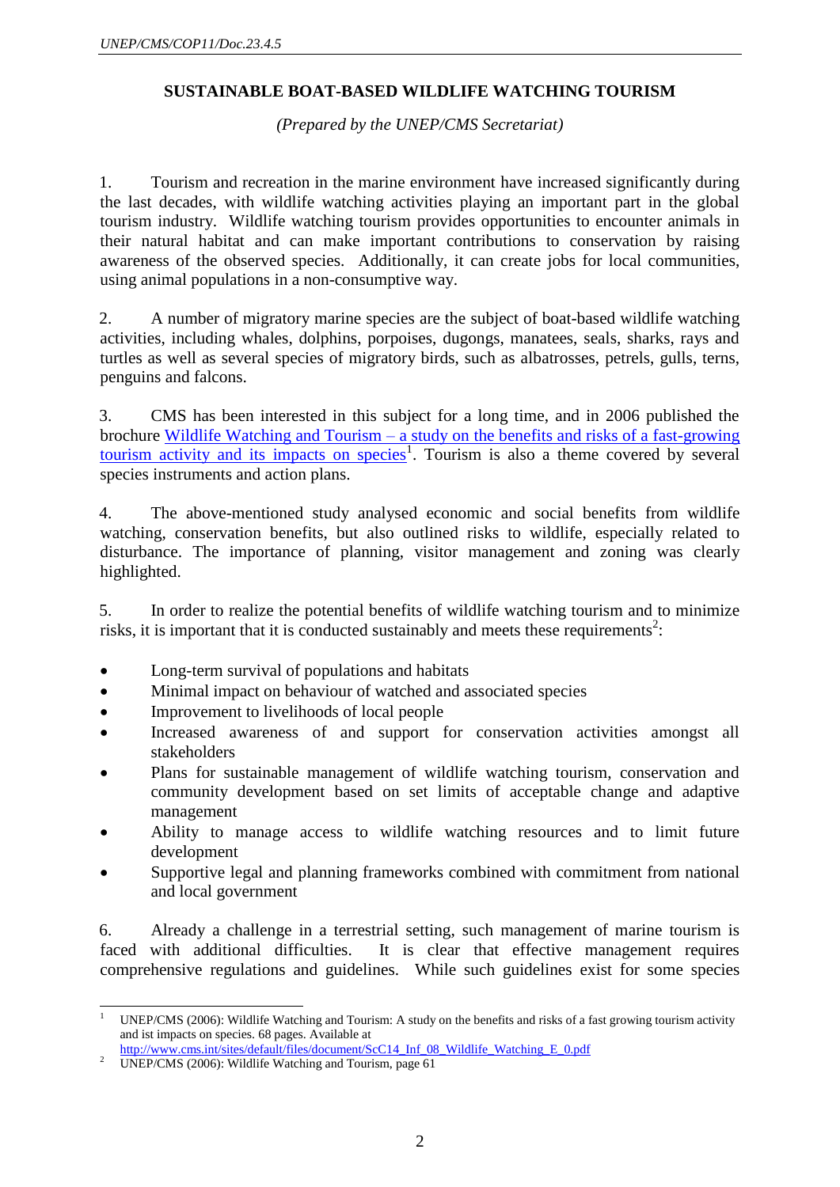## SUSTAINABLE BOAT-BASED WILDLIFE WATCHING TOURISM

*(Prepared by the UNEP/CMS Secretariat)*

1. Tourism and recreation in the marine environment have increased significantly during the last decades, with wildlife watching activities playing an important part in the global tourism industry. Wildlife watching tourism provides opportunities to encounter animals in their natural habitat and can make important contributions to conservation by raising awareness of the observed species. Additionally, it can create jobs for local communities, using animal populations in a non-consumptive way.

2. A number of migratory marine species are the subject of boat-based wildlife watching activities, including whales, dolphins, porpoises, dugongs, manatees, seals, sharks, rays and turtles as well as several species of migratory birds, such as albatrosses, petrels, gulls, terns, penguins and falcons.

3. CMS has been interested in this subject for a long time, and in 2006 published the brochure [Wildlife Watching and Tourism – a study on the benefits and risks of a fast-growing tourism activity and its impacts on species](http://www.cms.int/sites/default/files/document/ScC14_Inf_08_Wildlife_Watching_E_0.pdf)[1]. Tourism is also a theme covered by several species instruments and action plans.

4. The above-mentioned study analysed economic and social benefits from wildlife watching, conservation benefits, but also outlined risks to wildlife, especially related to disturbance. The importance of planning, visitor management and zoning was clearly highlighted.

5. In order to realize the potential benefits of wildlife watching tourism and to minimize risks, it is important that it is conducted sustainably and meets these requirements[2]:

- Long-term survival of populations and habitats
- Minimal impact on behaviour of watched and associated species
- Improvement to livelihoods of local people
- Increased awareness of and support for conservation activities amongst all stakeholders
- Plans for sustainable management of wildlife watching tourism, conservation and community development based on set limits of acceptable change and adaptive management
- Ability to manage access to wildlife watching resources and to limit future development
- Supportive legal and planning frameworks combined with commitment from national and local government

6. Already a challenge in a terrestrial setting, such management of marine tourism is faced with additional difficulties. It is clear that effective management requires comprehensive regulations and guidelines. While such guidelines exist for some species

---

[1] UNEP/CMS (2006): Wildlife Watching and Tourism: A study on the benefits and risks of a fast growing tourism activity and ist impacts on species. 68 pages. Available at http://www.cms.int/sites/default/files/document/ScC14_Inf_08_Wildlife_Watching_E_0.pdf

[2] UNEP/CMS (2006): Wildlife Watching and Tourism, page 61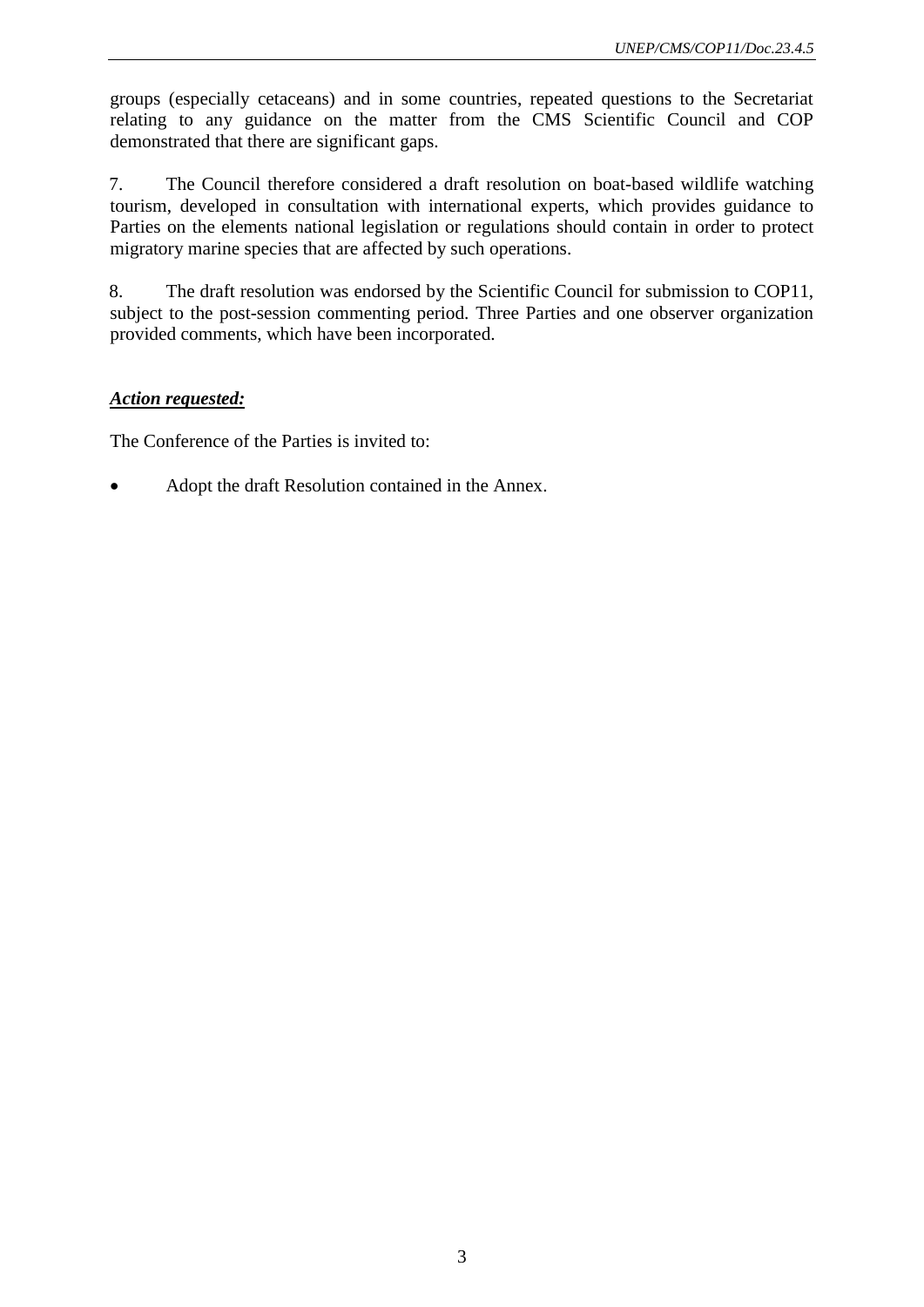groups (especially cetaceans) and in some countries, repeated questions to the Secretariat relating to any guidance on the matter from the CMS Scientific Council and COP demonstrated that there are significant gaps.

7. The Council therefore considered a draft resolution on boat-based wildlife watching tourism, developed in consultation with international experts, which provides guidance to Parties on the elements national legislation or regulations should contain in order to protect migratory marine species that are affected by such operations.

8. The draft resolution was endorsed by the Scientific Council for submission to COP11, subject to the post-session commenting period. Three Parties and one observer organization provided comments, which have been incorporated.

***Action requested:***

The Conference of the Parties is invited to:

- Adopt the draft Resolution contained in the Annex.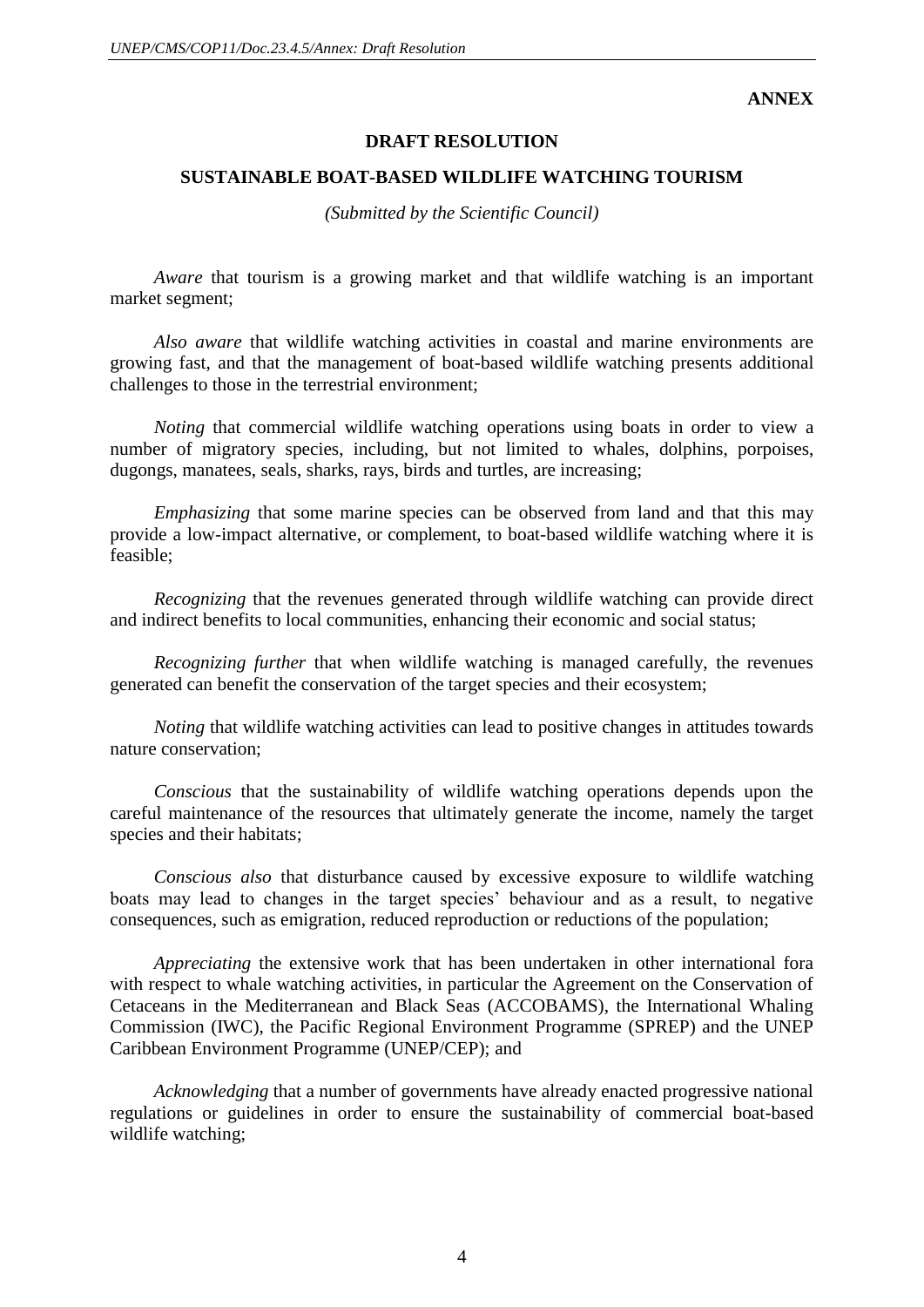**ANNEX**

**DRAFT RESOLUTION**

**SUSTAINABLE BOAT-BASED WILDLIFE WATCHING TOURISM**

*(Submitted by the Scientific Council)*

*Aware* that tourism is a growing market and that wildlife watching is an important market segment;

*Also aware* that wildlife watching activities in coastal and marine environments are growing fast, and that the management of boat-based wildlife watching presents additional challenges to those in the terrestrial environment;

*Noting* that commercial wildlife watching operations using boats in order to view a number of migratory species, including, but not limited to whales, dolphins, porpoises, dugongs, manatees, seals, sharks, rays, birds and turtles, are increasing;

*Emphasizing* that some marine species can be observed from land and that this may provide a low-impact alternative, or complement, to boat-based wildlife watching where it is feasible;

*Recognizing* that the revenues generated through wildlife watching can provide direct and indirect benefits to local communities, enhancing their economic and social status;

*Recognizing further* that when wildlife watching is managed carefully, the revenues generated can benefit the conservation of the target species and their ecosystem;

*Noting* that wildlife watching activities can lead to positive changes in attitudes towards nature conservation;

*Conscious* that the sustainability of wildlife watching operations depends upon the careful maintenance of the resources that ultimately generate the income, namely the target species and their habitats;

*Conscious also* that disturbance caused by excessive exposure to wildlife watching boats may lead to changes in the target species' behaviour and as a result, to negative consequences, such as emigration, reduced reproduction or reductions of the population;

*Appreciating* the extensive work that has been undertaken in other international fora with respect to whale watching activities, in particular the Agreement on the Conservation of Cetaceans in the Mediterranean and Black Seas (ACCOBAMS), the International Whaling Commission (IWC), the Pacific Regional Environment Programme (SPREP) and the UNEP Caribbean Environment Programme (UNEP/CEP); and

*Acknowledging* that a number of governments have already enacted progressive national regulations or guidelines in order to ensure the sustainability of commercial boat-based wildlife watching;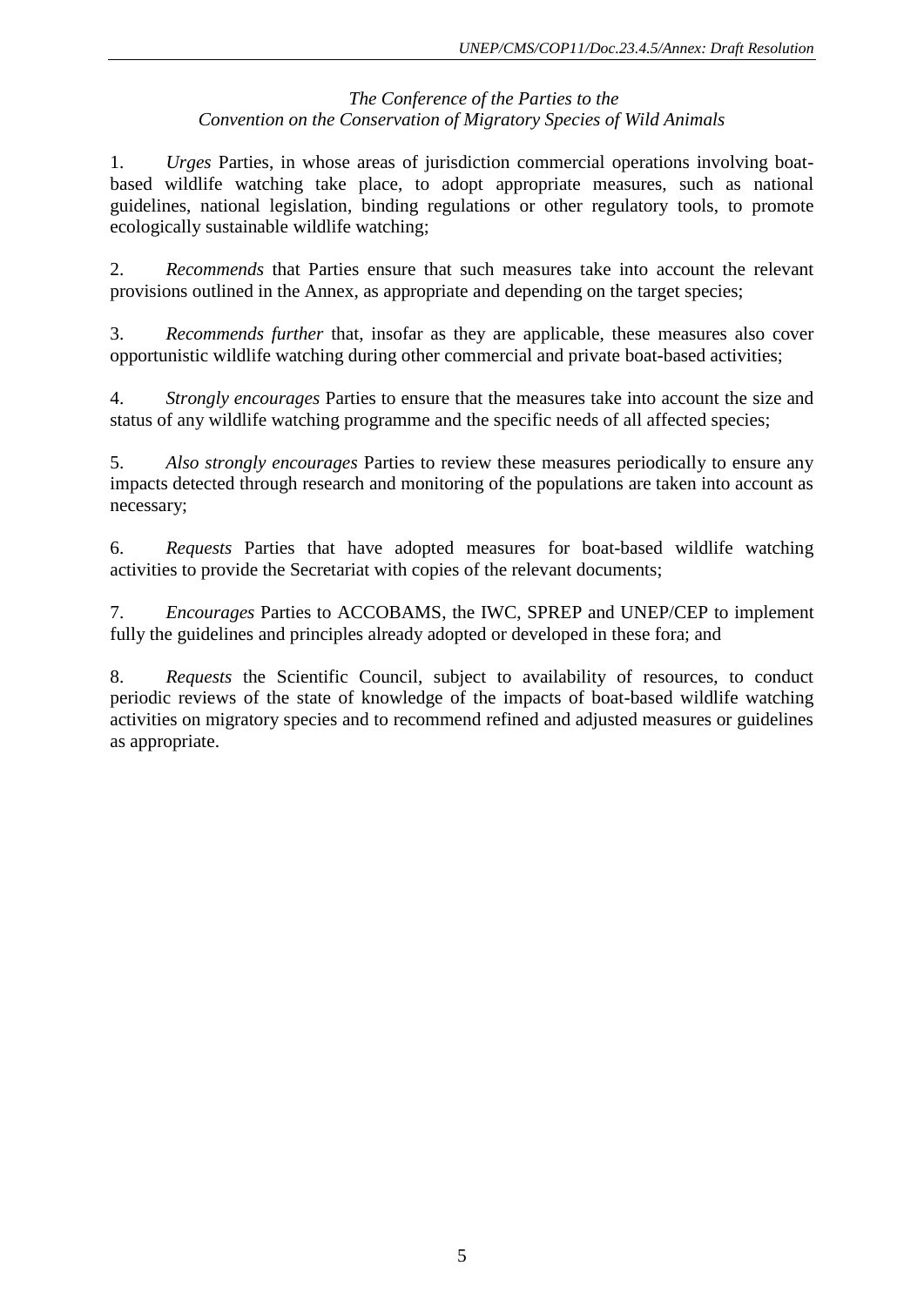*The Conference of the Parties to the*
*Convention on the Conservation of Migratory Species of Wild Animals*

1. *Urges* Parties, in whose areas of jurisdiction commercial operations involving boat-based wildlife watching take place, to adopt appropriate measures, such as national guidelines, national legislation, binding regulations or other regulatory tools, to promote ecologically sustainable wildlife watching;

2. *Recommends* that Parties ensure that such measures take into account the relevant provisions outlined in the Annex, as appropriate and depending on the target species;

3. *Recommends further* that, insofar as they are applicable, these measures also cover opportunistic wildlife watching during other commercial and private boat-based activities;

4. *Strongly encourages* Parties to ensure that the measures take into account the size and status of any wildlife watching programme and the specific needs of all affected species;

5. *Also strongly encourages* Parties to review these measures periodically to ensure any impacts detected through research and monitoring of the populations are taken into account as necessary;

6. *Requests* Parties that have adopted measures for boat-based wildlife watching activities to provide the Secretariat with copies of the relevant documents;

7. *Encourages* Parties to ACCOBAMS, the IWC, SPREP and UNEP/CEP to implement fully the guidelines and principles already adopted or developed in these fora; and

8. *Requests* the Scientific Council, subject to availability of resources, to conduct periodic reviews of the state of knowledge of the impacts of boat-based wildlife watching activities on migratory species and to recommend refined and adjusted measures or guidelines as appropriate.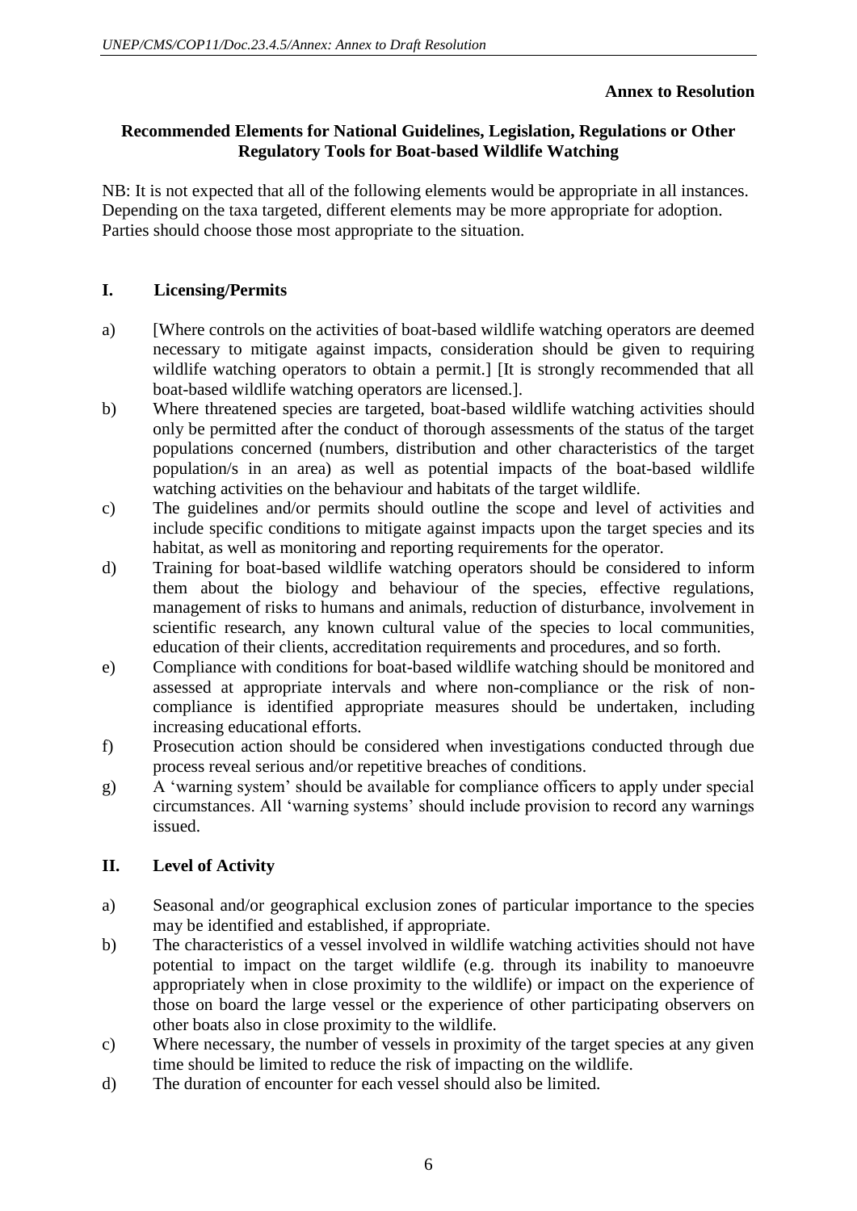**Annex to Resolution**

**Recommended Elements for National Guidelines, Legislation, Regulations or Other Regulatory Tools for Boat-based Wildlife Watching**

NB: It is not expected that all of the following elements would be appropriate in all instances. Depending on the taxa targeted, different elements may be more appropriate for adoption. Parties should choose those most appropriate to the situation.

## I. Licensing/Permits

a) [Where controls on the activities of boat-based wildlife watching operators are deemed necessary to mitigate against impacts, consideration should be given to requiring wildlife watching operators to obtain a permit.] [It is strongly recommended that all boat-based wildlife watching operators are licensed.].

b) Where threatened species are targeted, boat-based wildlife watching activities should only be permitted after the conduct of thorough assessments of the status of the target populations concerned (numbers, distribution and other characteristics of the target population/s in an area) as well as potential impacts of the boat-based wildlife watching activities on the behaviour and habitats of the target wildlife.

c) The guidelines and/or permits should outline the scope and level of activities and include specific conditions to mitigate against impacts upon the target species and its habitat, as well as monitoring and reporting requirements for the operator.

d) Training for boat-based wildlife watching operators should be considered to inform them about the biology and behaviour of the species, effective regulations, management of risks to humans and animals, reduction of disturbance, involvement in scientific research, any known cultural value of the species to local communities, education of their clients, accreditation requirements and procedures, and so forth.

e) Compliance with conditions for boat-based wildlife watching should be monitored and assessed at appropriate intervals and where non-compliance or the risk of non-compliance is identified appropriate measures should be undertaken, including increasing educational efforts.

f) Prosecution action should be considered when investigations conducted through due process reveal serious and/or repetitive breaches of conditions.

g) A 'warning system' should be available for compliance officers to apply under special circumstances. All 'warning systems' should include provision to record any warnings issued.

## II. Level of Activity

a) Seasonal and/or geographical exclusion zones of particular importance to the species may be identified and established, if appropriate.

b) The characteristics of a vessel involved in wildlife watching activities should not have potential to impact on the target wildlife (e.g. through its inability to manoeuvre appropriately when in close proximity to the wildlife) or impact on the experience of those on board the large vessel or the experience of other participating observers on other boats also in close proximity to the wildlife.

c) Where necessary, the number of vessels in proximity of the target species at any given time should be limited to reduce the risk of impacting on the wildlife.

d) The duration of encounter for each vessel should also be limited.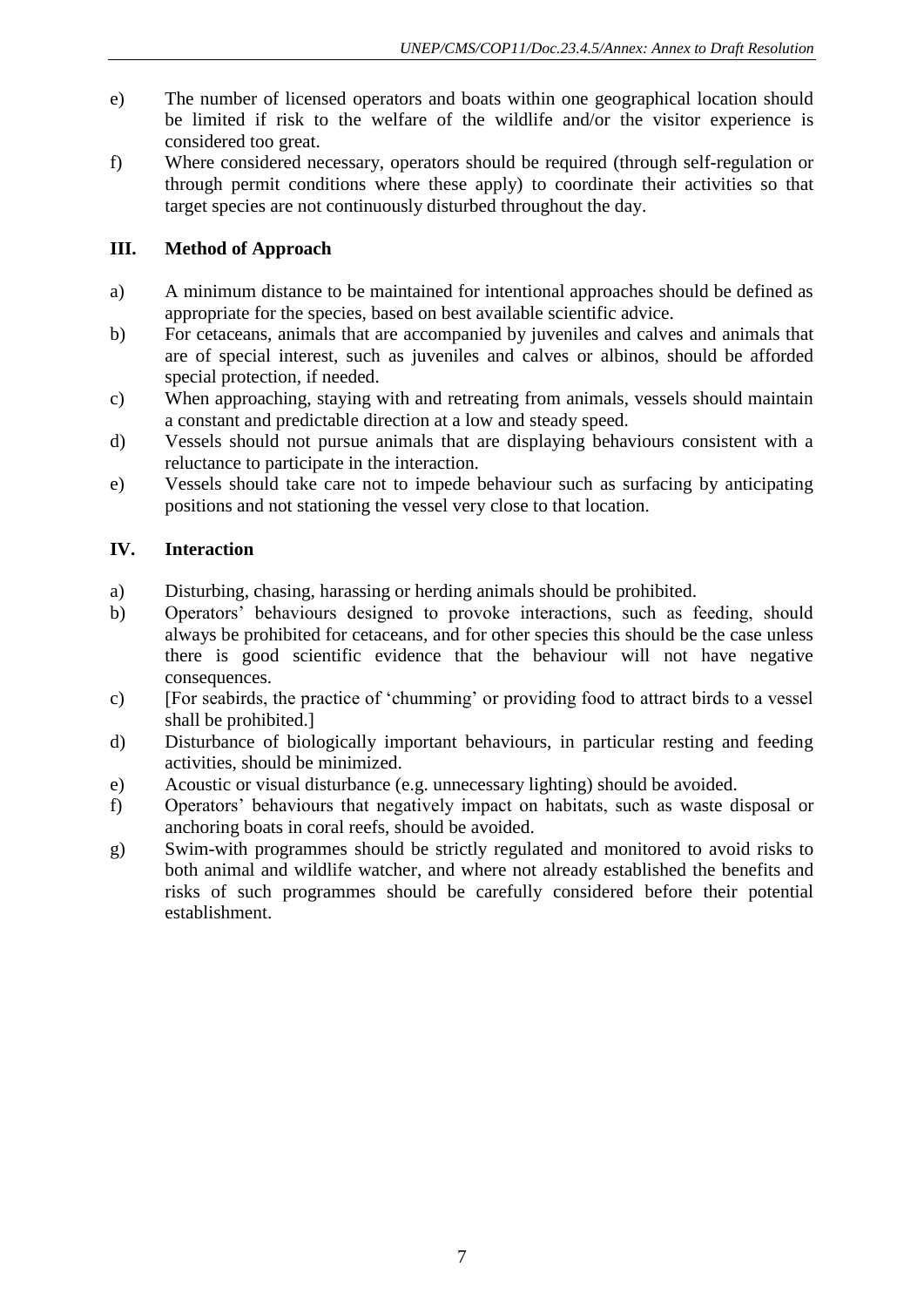e) The number of licensed operators and boats within one geographical location should be limited if risk to the welfare of the wildlife and/or the visitor experience is considered too great.

f) Where considered necessary, operators should be required (through self-regulation or through permit conditions where these apply) to coordinate their activities so that target species are not continuously disturbed throughout the day.

## III. Method of Approach

a) A minimum distance to be maintained for intentional approaches should be defined as appropriate for the species, based on best available scientific advice.

b) For cetaceans, animals that are accompanied by juveniles and calves and animals that are of special interest, such as juveniles and calves or albinos, should be afforded special protection, if needed.

c) When approaching, staying with and retreating from animals, vessels should maintain a constant and predictable direction at a low and steady speed.

d) Vessels should not pursue animals that are displaying behaviours consistent with a reluctance to participate in the interaction.

e) Vessels should take care not to impede behaviour such as surfacing by anticipating positions and not stationing the vessel very close to that location.

## IV. Interaction

a) Disturbing, chasing, harassing or herding animals should be prohibited.

b) Operators' behaviours designed to provoke interactions, such as feeding, should always be prohibited for cetaceans, and for other species this should be the case unless there is good scientific evidence that the behaviour will not have negative consequences.

c) [For seabirds, the practice of 'chumming' or providing food to attract birds to a vessel shall be prohibited.]

d) Disturbance of biologically important behaviours, in particular resting and feeding activities, should be minimized.

e) Acoustic or visual disturbance (e.g. unnecessary lighting) should be avoided.

f) Operators' behaviours that negatively impact on habitats, such as waste disposal or anchoring boats in coral reefs, should be avoided.

g) Swim-with programmes should be strictly regulated and monitored to avoid risks to both animal and wildlife watcher, and where not already established the benefits and risks of such programmes should be carefully considered before their potential establishment.